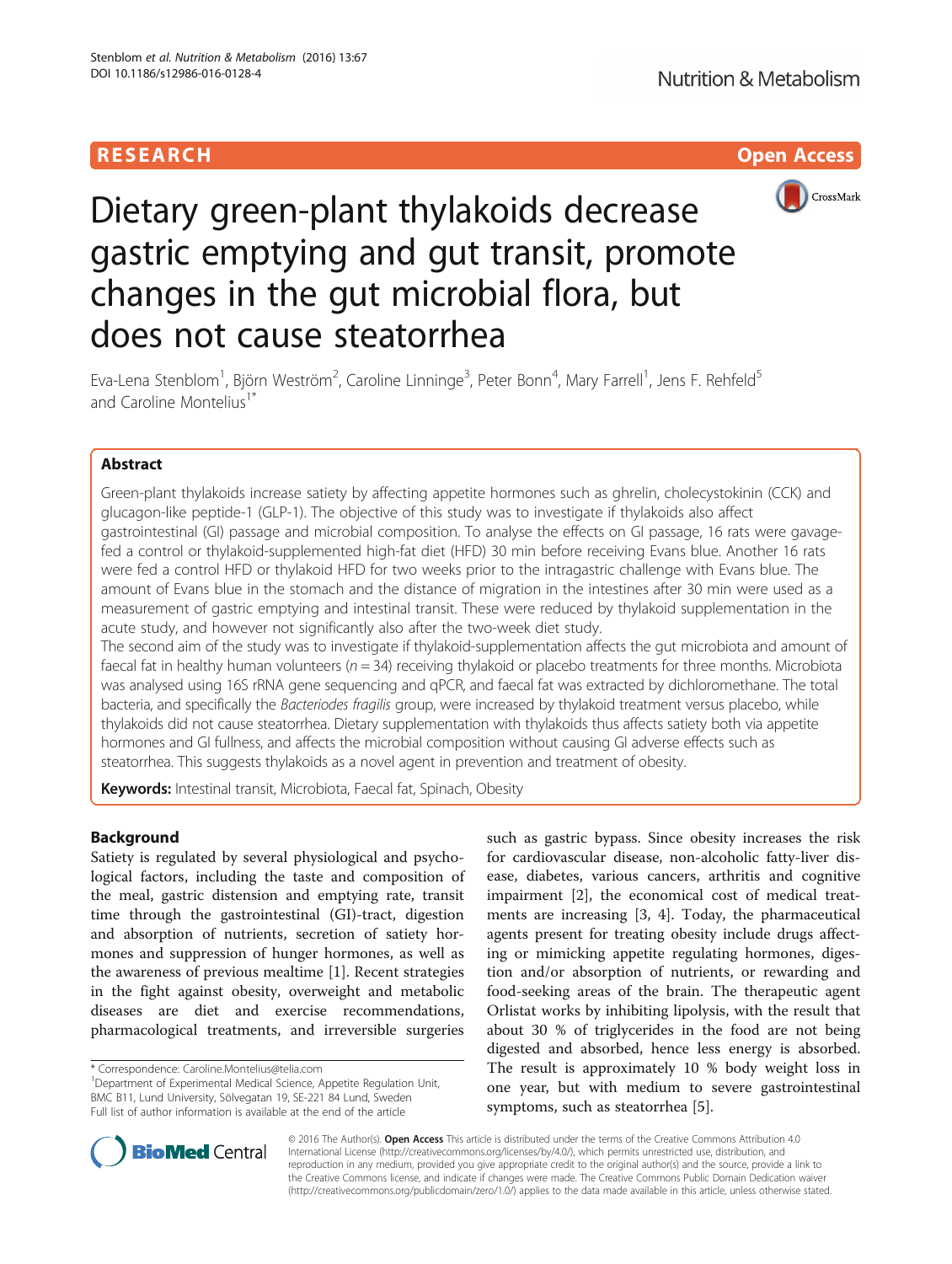RESEARCH

Open Access

# Dietary green-plant thylakoids decrease gastric emptying and gut transit, promote changes in the gut microbial flora, but does not cause steatorrhea

Eva-Lena Stenblom[1], Björn Weström[2], Caroline Linninge[3], Peter Bonn[4], Mary Farrell[1], Jens F. Rehfeld[5] and Caroline Montelius[1*]

## Abstract

Green-plant thylakoids increase satiety by affecting appetite hormones such as ghrelin, cholecystokinin (CCK) and glucagon-like peptide-1 (GLP-1). The objective of this study was to investigate if thylakoids also affect gastrointestinal (GI) passage and microbial composition. To analyse the effects on GI passage, 16 rats were gavage-fed a control or thylakoid-supplemented high-fat diet (HFD) 30 min before receiving Evans blue. Another 16 rats were fed a control HFD or thylakoid HFD for two weeks prior to the intragastric challenge with Evans blue. The amount of Evans blue in the stomach and the distance of migration in the intestines after 30 min were used as a measurement of gastric emptying and intestinal transit. These were reduced by thylakoid supplementation in the acute study, and however not significantly also after the two-week diet study.

The second aim of the study was to investigate if thylakoid-supplementation affects the gut microbiota and amount of faecal fat in healthy human volunteers ($n = 34$) receiving thylakoid or placebo treatments for three months. Microbiota was analysed using 16S rRNA gene sequencing and qPCR, and faecal fat was extracted by dichloromethane. The total bacteria, and specifically the *Bacteriodes fragilis* group, were increased by thylakoid treatment versus placebo, while thylakoids did not cause steatorrhea. Dietary supplementation with thylakoids thus affects satiety both via appetite hormones and GI fullness, and affects the microbial composition without causing GI adverse effects such as steatorrhea. This suggests thylakoids as a novel agent in prevention and treatment of obesity.

**Keywords:** Intestinal transit, Microbiota, Faecal fat, Spinach, Obesity

## Background

Satiety is regulated by several physiological and psychological factors, including the taste and composition of the meal, gastric distension and emptying rate, transit time through the gastrointestinal (GI)-tract, digestion and absorption of nutrients, secretion of satiety hormones and suppression of hunger hormones, as well as the awareness of previous mealtime [1]. Recent strategies in the fight against obesity, overweight and metabolic diseases are diet and exercise recommendations, pharmacological treatments, and irreversible surgeries such as gastric bypass. Since obesity increases the risk for cardiovascular disease, non-alcoholic fatty-liver disease, diabetes, various cancers, arthritis and cognitive impairment [2], the economical cost of medical treatments are increasing [3, 4]. Today, the pharmaceutical agents present for treating obesity include drugs affecting or mimicking appetite regulating hormones, digestion and/or absorption of nutrients, or rewarding and food-seeking areas of the brain. The therapeutic agent Orlistat works by inhibiting lipolysis, with the result that about 30 % of triglycerides in the food are not being digested and absorbed, hence less energy is absorbed. The result is approximately 10 % body weight loss in one year, but with medium to severe gastrointestinal symptoms, such as steatorrhea [5].

\* Correspondence: Caroline.Montelius@telia.com
[1]Department of Experimental Medical Science, Appetite Regulation Unit, BMC B11, Lund University, Sölvegatan 19, SE-221 84 Lund, Sweden
Full list of author information is available at the end of the article

© 2016 The Author(s). **Open Access** This article is distributed under the terms of the Creative Commons Attribution 4.0 International License (http://creativecommons.org/licenses/by/4.0/), which permits unrestricted use, distribution, and reproduction in any medium, provided you give appropriate credit to the original author(s) and the source, provide a link to the Creative Commons license, and indicate if changes were made. The Creative Commons Public Domain Dedication waiver (http://creativecommons.org/publicdomain/zero/1.0/) applies to the data made available in this article, unless otherwise stated.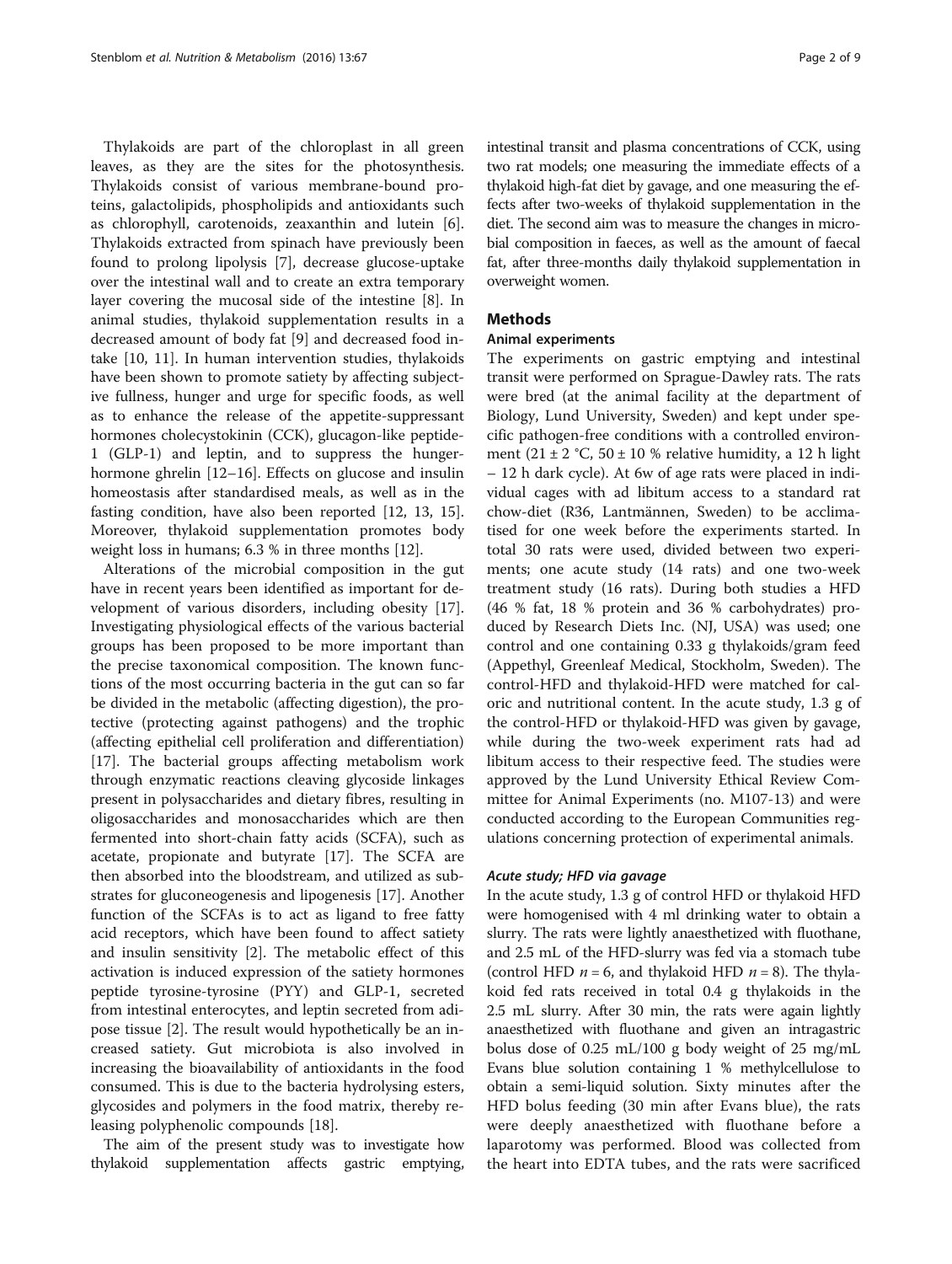Thylakoids are part of the chloroplast in all green leaves, as they are the sites for the photosynthesis. Thylakoids consist of various membrane-bound proteins, galactolipids, phospholipids and antioxidants such as chlorophyll, carotenoids, zeaxanthin and lutein [6]. Thylakoids extracted from spinach have previously been found to prolong lipolysis [7], decrease glucose-uptake over the intestinal wall and to create an extra temporary layer covering the mucosal side of the intestine [8]. In animal studies, thylakoid supplementation results in a decreased amount of body fat [9] and decreased food intake [10, 11]. In human intervention studies, thylakoids have been shown to promote satiety by affecting subjective fullness, hunger and urge for specific foods, as well as to enhance the release of the appetite-suppressant hormones cholecystokinin (CCK), glucagon-like peptide-1 (GLP-1) and leptin, and to suppress the hunger-hormone ghrelin [12–16]. Effects on glucose and insulin homeostasis after standardised meals, as well as in the fasting condition, have also been reported [12, 13, 15]. Moreover, thylakoid supplementation promotes body weight loss in humans; 6.3 % in three months [12].

Alterations of the microbial composition in the gut have in recent years been identified as important for development of various disorders, including obesity [17]. Investigating physiological effects of the various bacterial groups has been proposed to be more important than the precise taxonomical composition. The known functions of the most occurring bacteria in the gut can so far be divided in the metabolic (affecting digestion), the protective (protecting against pathogens) and the trophic (affecting epithelial cell proliferation and differentiation) [17]. The bacterial groups affecting metabolism work through enzymatic reactions cleaving glycoside linkages present in polysaccharides and dietary fibres, resulting in oligosaccharides and monosaccharides which are then fermented into short-chain fatty acids (SCFA), such as acetate, propionate and butyrate [17]. The SCFA are then absorbed into the bloodstream, and utilized as substrates for gluconeogenesis and lipogenesis [17]. Another function of the SCFAs is to act as ligand to free fatty acid receptors, which have been found to affect satiety and insulin sensitivity [2]. The metabolic effect of this activation is induced expression of the satiety hormones peptide tyrosine-tyrosine (PYY) and GLP-1, secreted from intestinal enterocytes, and leptin secreted from adipose tissue [2]. The result would hypothetically be an increased satiety. Gut microbiota is also involved in increasing the bioavailability of antioxidants in the food consumed. This is due to the bacteria hydrolysing esters, glycosides and polymers in the food matrix, thereby releasing polyphenolic compounds [18].

The aim of the present study was to investigate how thylakoid supplementation affects gastric emptying, intestinal transit and plasma concentrations of CCK, using two rat models; one measuring the immediate effects of a thylakoid high-fat diet by gavage, and one measuring the effects after two-weeks of thylakoid supplementation in the diet. The second aim was to measure the changes in microbial composition in faeces, as well as the amount of faecal fat, after three-months daily thylakoid supplementation in overweight women.

## Methods

### Animal experiments

The experiments on gastric emptying and intestinal transit were performed on Sprague-Dawley rats. The rats were bred (at the animal facility at the department of Biology, Lund University, Sweden) and kept under specific pathogen-free conditions with a controlled environment ($21 \pm 2$ °C, $50 \pm 10$ % relative humidity, a 12 h light – 12 h dark cycle). At 6w of age rats were placed in individual cages with ad libitum access to a standard rat chow-diet (R36, Lantmännen, Sweden) to be acclimatised for one week before the experiments started. In total 30 rats were used, divided between two experiments; one acute study (14 rats) and one two-week treatment study (16 rats). During both studies a HFD (46 % fat, 18 % protein and 36 % carbohydrates) produced by Research Diets Inc. (NJ, USA) was used; one control and one containing 0.33 g thylakoids/gram feed (Appethyl, Greenleaf Medical, Stockholm, Sweden). The control-HFD and thylakoid-HFD were matched for caloric and nutritional content. In the acute study, 1.3 g of the control-HFD or thylakoid-HFD was given by gavage, while during the two-week experiment rats had ad libitum access to their respective feed. The studies were approved by the Lund University Ethical Review Committee for Animal Experiments (no. M107-13) and were conducted according to the European Communities regulations concerning protection of experimental animals.

#### *Acute study; HFD via gavage*

In the acute study, 1.3 g of control HFD or thylakoid HFD were homogenised with 4 ml drinking water to obtain a slurry. The rats were lightly anaesthetized with fluothane, and 2.5 mL of the HFD-slurry was fed via a stomach tube (control HFD $n = 6$, and thylakoid HFD $n = 8$). The thylakoid fed rats received in total 0.4 g thylakoids in the 2.5 mL slurry. After 30 min, the rats were again lightly anaesthetized with fluothane and given an intragastric bolus dose of 0.25 mL/100 g body weight of 25 mg/mL Evans blue solution containing 1 % methylcellulose to obtain a semi-liquid solution. Sixty minutes after the HFD bolus feeding (30 min after Evans blue), the rats were deeply anaesthetized with fluothane before a laparotomy was performed. Blood was collected from the heart into EDTA tubes, and the rats were sacrificed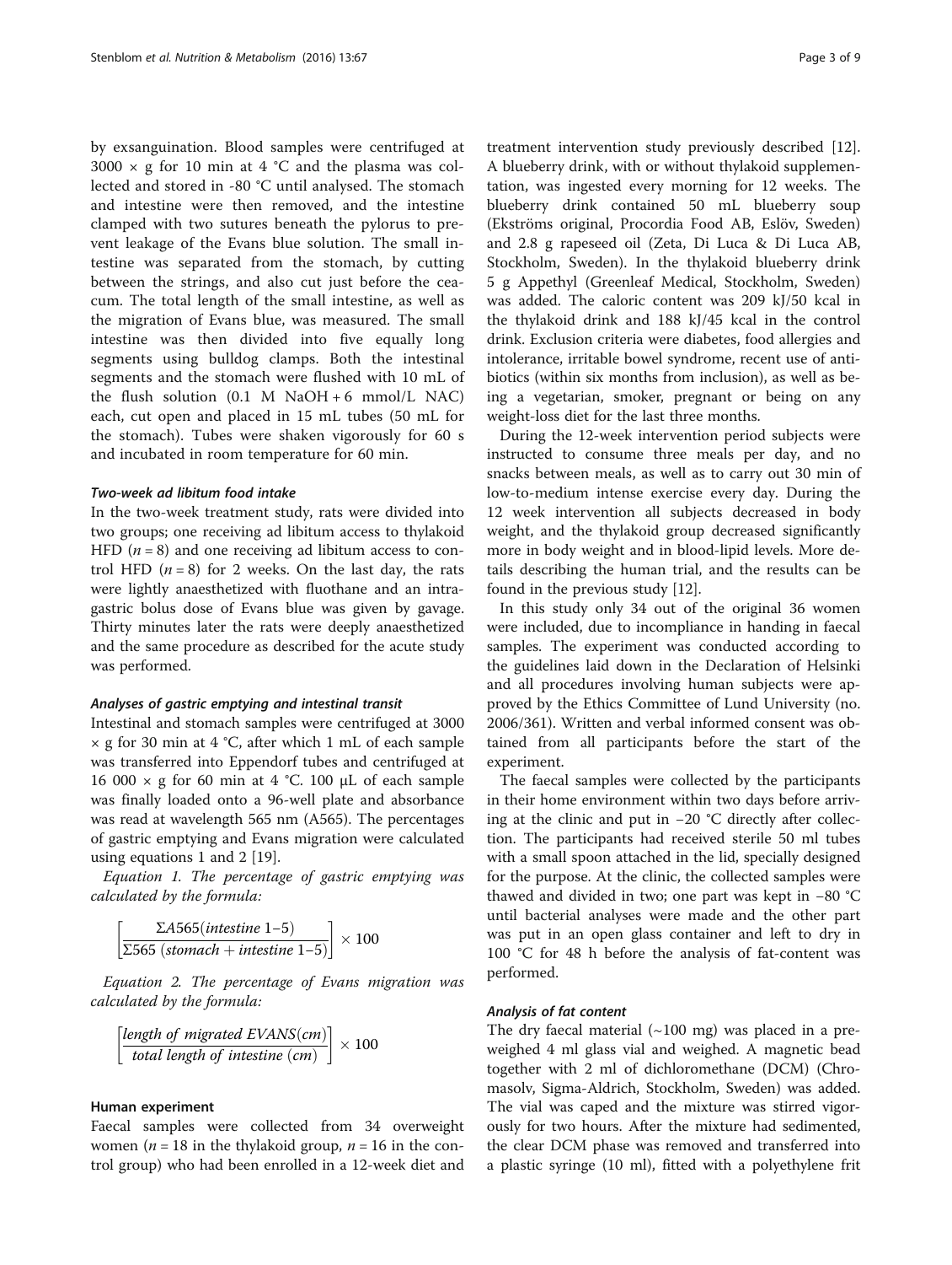by exsanguination. Blood samples were centrifuged at 3000 × g for 10 min at 4 °C and the plasma was collected and stored in -80 °C until analysed. The stomach and intestine were then removed, and the intestine clamped with two sutures beneath the pylorus to prevent leakage of the Evans blue solution. The small intestine was separated from the stomach, by cutting between the strings, and also cut just before the ceacum. The total length of the small intestine, as well as the migration of Evans blue, was measured. The small intestine was then divided into five equally long segments using bulldog clamps. Both the intestinal segments and the stomach were flushed with 10 mL of the flush solution (0.1 M NaOH + 6 mmol/L NAC) each, cut open and placed in 15 mL tubes (50 mL for the stomach). Tubes were shaken vigorously for 60 s and incubated in room temperature for 60 min.

#### *Two-week ad libitum food intake*

In the two-week treatment study, rats were divided into two groups; one receiving ad libitum access to thylakoid HFD ($n = 8$) and one receiving ad libitum access to control HFD ($n = 8$) for 2 weeks. On the last day, the rats were lightly anaesthetized with fluothane and an intragastric bolus dose of Evans blue was given by gavage. Thirty minutes later the rats were deeply anaesthetized and the same procedure as described for the acute study was performed.

#### *Analyses of gastric emptying and intestinal transit*

Intestinal and stomach samples were centrifuged at 3000 × g for 30 min at 4 °C, after which 1 mL of each sample was transferred into Eppendorf tubes and centrifuged at 16 000 × g for 60 min at 4 °C. 100 μL of each sample was finally loaded onto a 96-well plate and absorbance was read at wavelength 565 nm (A565). The percentages of gastric emptying and Evans migration were calculated using equations 1 and 2 [19].

*Equation 1. The percentage of gastric emptying was calculated by the formula:*

$$\left[\frac{\Sigma A565(intestine\ 1\text{–}5)}{\Sigma 565\ (stomach + intestine\ 1\text{–}5)}\right] \times 100$$

*Equation 2. The percentage of Evans migration was calculated by the formula:*

$$\left[\frac{length\ of\ migrated\ EVANS(cm)}{total\ length\ of\ intestine\ (cm)}\right] \times 100$$

### Human experiment

Faecal samples were collected from 34 overweight women ($n = 18$ in the thylakoid group, $n = 16$ in the control group) who had been enrolled in a 12-week diet and treatment intervention study previously described [12]. A blueberry drink, with or without thylakoid supplementation, was ingested every morning for 12 weeks. The blueberry drink contained 50 mL blueberry soup (Ekströms original, Procordia Food AB, Eslöv, Sweden) and 2.8 g rapeseed oil (Zeta, Di Luca & Di Luca AB, Stockholm, Sweden). In the thylakoid blueberry drink 5 g Appethyl (Greenleaf Medical, Stockholm, Sweden) was added. The caloric content was 209 kJ/50 kcal in the thylakoid drink and 188 kJ/45 kcal in the control drink. Exclusion criteria were diabetes, food allergies and intolerance, irritable bowel syndrome, recent use of antibiotics (within six months from inclusion), as well as being a vegetarian, smoker, pregnant or being on any weight-loss diet for the last three months.

During the 12-week intervention period subjects were instructed to consume three meals per day, and no snacks between meals, as well as to carry out 30 min of low-to-medium intense exercise every day. During the 12 week intervention all subjects decreased in body weight, and the thylakoid group decreased significantly more in body weight and in blood-lipid levels. More details describing the human trial, and the results can be found in the previous study [12].

In this study only 34 out of the original 36 women were included, due to incompliance in handing in faecal samples. The experiment was conducted according to the guidelines laid down in the Declaration of Helsinki and all procedures involving human subjects were approved by the Ethics Committee of Lund University (no. 2006/361). Written and verbal informed consent was obtained from all participants before the start of the experiment.

The faecal samples were collected by the participants in their home environment within two days before arriving at the clinic and put in −20 °C directly after collection. The participants had received sterile 50 ml tubes with a small spoon attached in the lid, specially designed for the purpose. At the clinic, the collected samples were thawed and divided in two; one part was kept in −80 °C until bacterial analyses were made and the other part was put in an open glass container and left to dry in 100 °C for 48 h before the analysis of fat-content was performed.

#### *Analysis of fat content*

The dry faecal material (~100 mg) was placed in a preweighed 4 ml glass vial and weighed. A magnetic bead together with 2 ml of dichloromethane (DCM) (Chromasolv, Sigma-Aldrich, Stockholm, Sweden) was added. The vial was caped and the mixture was stirred vigorously for two hours. After the mixture had sedimented, the clear DCM phase was removed and transferred into a plastic syringe (10 ml), fitted with a polyethylene frit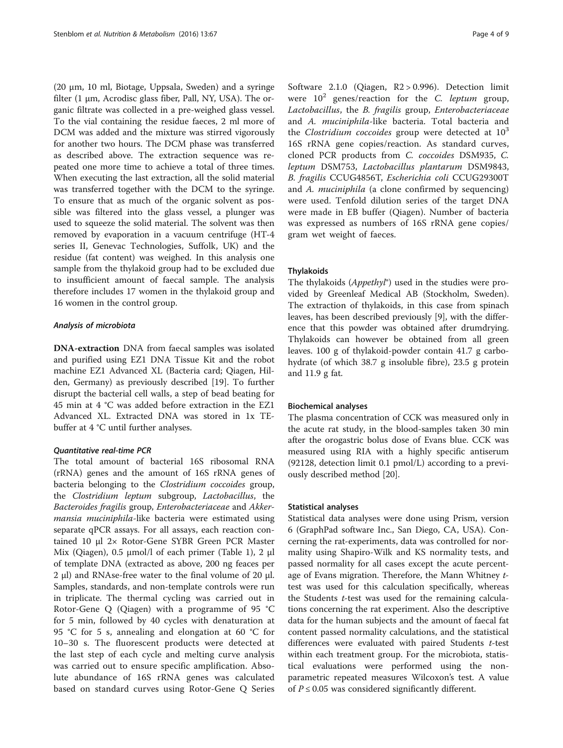(20 μm, 10 ml, Biotage, Uppsala, Sweden) and a syringe filter (1 μm, Acrodisc glass fiber, Pall, NY, USA). The organic filtrate was collected in a pre-weighed glass vessel. To the vial containing the residue faeces, 2 ml more of DCM was added and the mixture was stirred vigorously for another two hours. The DCM phase was transferred as described above. The extraction sequence was repeated one more time to achieve a total of three times. When executing the last extraction, all the solid material was transferred together with the DCM to the syringe. To ensure that as much of the organic solvent as possible was filtered into the glass vessel, a plunger was used to squeeze the solid material. The solvent was then removed by evaporation in a vacuum centrifuge (HT-4 series II, Genevac Technologies, Suffolk, UK) and the residue (fat content) was weighed. In this analysis one sample from the thylakoid group had to be excluded due to insufficient amount of faecal sample. The analysis therefore includes 17 women in the thylakoid group and 16 women in the control group.

#### Analysis of microbiota

**DNA-extraction** DNA from faecal samples was isolated and purified using EZ1 DNA Tissue Kit and the robot machine EZ1 Advanced XL (Bacteria card; Qiagen, Hilden, Germany) as previously described [19]. To further disrupt the bacterial cell walls, a step of bead beating for 45 min at 4 °C was added before extraction in the EZ1 Advanced XL. Extracted DNA was stored in 1x TE-buffer at 4 °C until further analyses.

#### Quantitative real-time PCR

The total amount of bacterial 16S ribosomal RNA (rRNA) genes and the amount of 16S rRNA genes of bacteria belonging to the *Clostridium coccoides* group, the *Clostridium leptum* subgroup, *Lactobacillus*, the *Bacteroides fragilis* group, *Enterobacteriaceae* and *Akkermansia muciniphila*-like bacteria were estimated using separate qPCR assays. For all assays, each reaction contained 10 μl 2× Rotor-Gene SYBR Green PCR Master Mix (Qiagen), 0.5 μmol/l of each primer (Table 1), 2 μl of template DNA (extracted as above, 200 ng feaces per 2 μl) and RNAse-free water to the final volume of 20 μl. Samples, standards, and non-template controls were run in triplicate. The thermal cycling was carried out in Rotor-Gene Q (Qiagen) with a programme of 95 °C for 5 min, followed by 40 cycles with denaturation at 95 °C for 5 s, annealing and elongation at 60 °C for 10–30 s. The fluorescent products were detected at the last step of each cycle and melting curve analysis was carried out to ensure specific amplification. Absolute abundance of 16S rRNA genes was calculated based on standard curves using Rotor-Gene Q Series Software 2.1.0 (Qiagen, $R2 > 0.996$). Detection limit were $10^2$ genes/reaction for the *C. leptum* group, *Lactobacillus*, the *B. fragilis* group, *Enterobacteriaceae* and *A. muciniphila*-like bacteria. Total bacteria and the *Clostridium coccoides* group were detected at $10^3$ 16S rRNA gene copies/reaction. As standard curves, cloned PCR products from *C. coccoides* DSM935, *C. leptum* DSM753, *Lactobacillus plantarum* DSM9843, *B. fragilis* CCUG4856T, *Escherichia coli* CCUG29300T and *A. muciniphila* (a clone confirmed by sequencing) were used. Tenfold dilution series of the target DNA were made in EB buffer (Qiagen). Number of bacteria was expressed as numbers of 16S rRNA gene copies/gram wet weight of faeces.

### Thylakoids

The thylakoids (*Appethyl*®) used in the studies were provided by Greenleaf Medical AB (Stockholm, Sweden). The extraction of thylakoids, in this case from spinach leaves, has been described previously [9], with the difference that this powder was obtained after drumdrying. Thylakoids can however be obtained from all green leaves. 100 g of thylakoid-powder contain 41.7 g carbohydrate (of which 38.7 g insoluble fibre), 23.5 g protein and 11.9 g fat.

### Biochemical analyses

The plasma concentration of CCK was measured only in the acute rat study, in the blood-samples taken 30 min after the orogastric bolus dose of Evans blue. CCK was measured using RIA with a highly specific antiserum (92128, detection limit 0.1 pmol/L) according to a previously described method [20].

### Statistical analyses

Statistical data analyses were done using Prism, version 6 (GraphPad software Inc., San Diego, CA, USA). Concerning the rat-experiments, data was controlled for normality using Shapiro-Wilk and KS normality tests, and passed normality for all cases except the acute percentage of Evans migration. Therefore, the Mann Whitney *t*-test was used for this calculation specifically, whereas the Students *t*-test was used for the remaining calculations concerning the rat experiment. Also the descriptive data for the human subjects and the amount of faecal fat content passed normality calculations, and the statistical differences were evaluated with paired Students *t*-test within each treatment group. For the microbiota, statistical evaluations were performed using the non-parametric repeated measures Wilcoxon's test. A value of $P \leq 0.05$ was considered significantly different.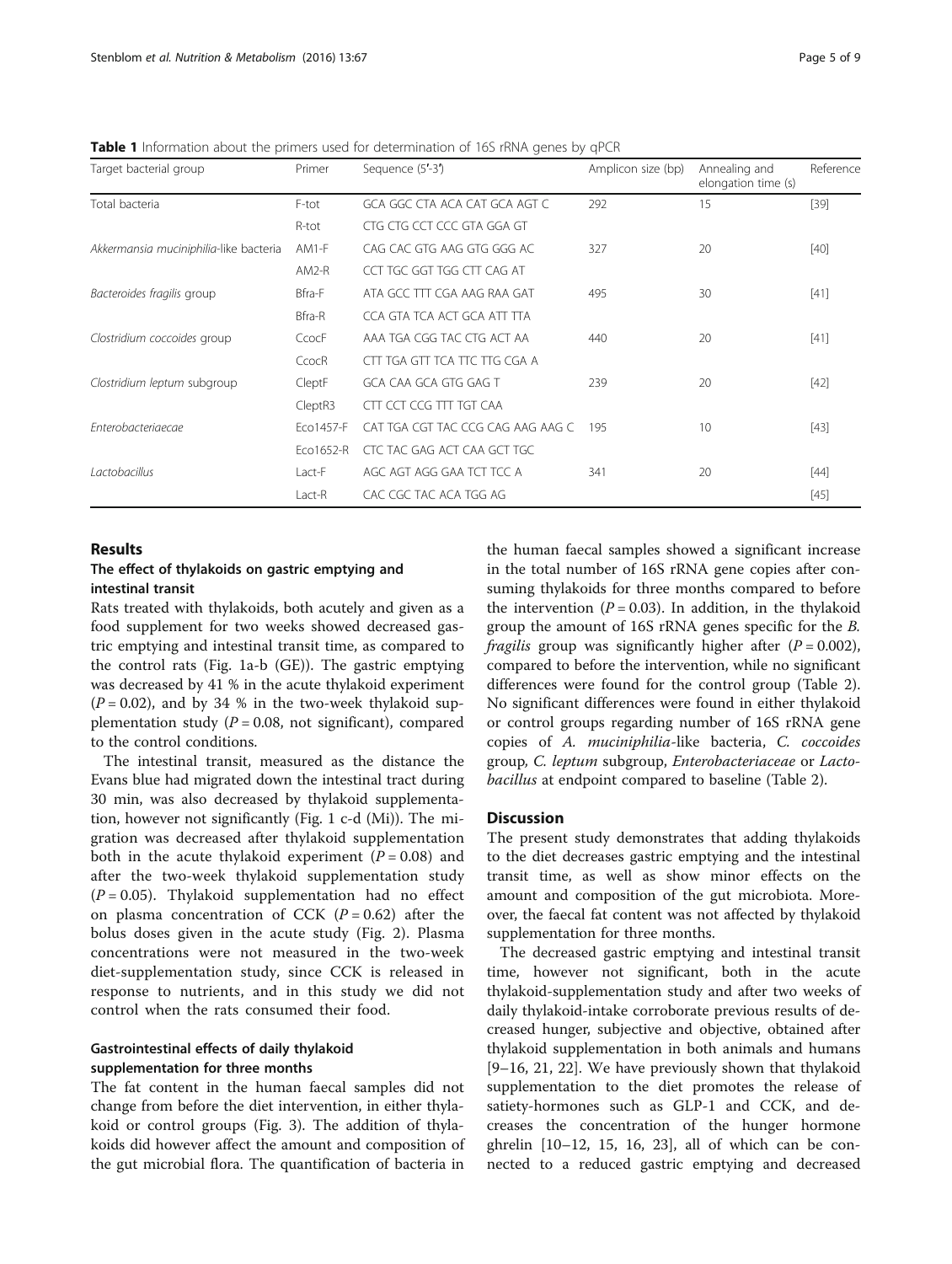**Table 1** Information about the primers used for determination of 16S rRNA genes by qPCR

| Target bacterial group | Primer | Sequence (5′-3′) | Amplicon size (bp) | Annealing and elongation time (s) | Reference |
|---|---|---|---|---|---|
| Total bacteria | F-tot | GCA GGC CTA ACA CAT GCA AGT C | 292 | 15 | [39] |
| | R-tot | CTG CTG CCT CCC GTA GGA GT | | | |
| *Akkermansia muciniphilia*-like bacteria | AM1-F | CAG CAC GTG AAG GTG GGG AC | 327 | 20 | [40] |
| | AM2-R | CCT TGC GGT TGG CTT CAG AT | | | |
| *Bacteroides fragilis* group | Bfra-F | ATA GCC TTT CGA AAG RAA GAT | 495 | 30 | [41] |
| | Bfra-R | CCA GTA TCA ACT GCA ATT TTA | | | |
| *Clostridium coccoides* group | CcocF | AAA TGA CGG TAC CTG ACT AA | 440 | 20 | [41] |
| | CcocR | CTT TGA GTT TCA TTC TTG CGA A | | | |
| *Clostridium leptum* subgroup | CleptF | GCA CAA GCA GTG GAG T | 239 | 20 | [42] |
| | CleptR3 | CTT CCT CCG TTT TGT CAA | | | |
| *Enterobacteriaecae* | Eco1457-F | CAT TGA CGT TAC CCG CAG AAG AAG C | 195 | 10 | [43] |
| | Eco1652-R | CTC TAC GAG ACT CAA GCT TGC | | | |
| *Lactobacillus* | Lact-F | AGC AGT AGG GAA TCT TCC A | 341 | 20 | [44] |
| | Lact-R | CAC CGC TAC ACA TGG AG | | | [45] |

## Results

### The effect of thylakoids on gastric emptying and intestinal transit

Rats treated with thylakoids, both acutely and given as a food supplement for two weeks showed decreased gastric emptying and intestinal transit time, as compared to the control rats (Fig. 1a-b (GE)). The gastric emptying was decreased by 41 % in the acute thylakoid experiment ($P = 0.02$), and by 34 % in the two-week thylakoid supplementation study ($P = 0.08$, not significant), compared to the control conditions.

The intestinal transit, measured as the distance the Evans blue had migrated down the intestinal tract during 30 min, was also decreased by thylakoid supplementation, however not significantly (Fig. 1 c-d (Mi)). The migration was decreased after thylakoid supplementation both in the acute thylakoid experiment ($P = 0.08$) and after the two-week thylakoid supplementation study ($P = 0.05$). Thylakoid supplementation had no effect on plasma concentration of CCK ($P = 0.62$) after the bolus doses given in the acute study (Fig. 2). Plasma concentrations were not measured in the two-week diet-supplementation study, since CCK is released in response to nutrients, and in this study we did not control when the rats consumed their food.

### Gastrointestinal effects of daily thylakoid supplementation for three months

The fat content in the human faecal samples did not change from before the diet intervention, in either thylakoid or control groups (Fig. 3). The addition of thylakoids did however affect the amount and composition of the gut microbial flora. The quantification of bacteria in the human faecal samples showed a significant increase in the total number of 16S rRNA gene copies after consuming thylakoids for three months compared to before the intervention ($P = 0.03$). In addition, in the thylakoid group the amount of 16S rRNA genes specific for the *B. fragilis* group was significantly higher after ($P = 0.002$), compared to before the intervention, while no significant differences were found for the control group (Table 2). No significant differences were found in either thylakoid or control groups regarding number of 16S rRNA gene copies of *A. muciniphilia*-like bacteria, *C. coccoides* group, *C. leptum* subgroup, *Enterobacteriaceae* or *Lactobacillus* at endpoint compared to baseline (Table 2).

## Discussion

The present study demonstrates that adding thylakoids to the diet decreases gastric emptying and the intestinal transit time, as well as show minor effects on the amount and composition of the gut microbiota. Moreover, the faecal fat content was not affected by thylakoid supplementation for three months.

The decreased gastric emptying and intestinal transit time, however not significant, both in the acute thylakoid-supplementation study and after two weeks of daily thylakoid-intake corroborate previous results of decreased hunger, subjective and objective, obtained after thylakoid supplementation in both animals and humans [9–16, 21, 22]. We have previously shown that thylakoid supplementation to the diet promotes the release of satiety-hormones such as GLP-1 and CCK, and decreases the concentration of the hunger hormone ghrelin [10–12, 15, 16, 23], all of which can be connected to a reduced gastric emptying and decreased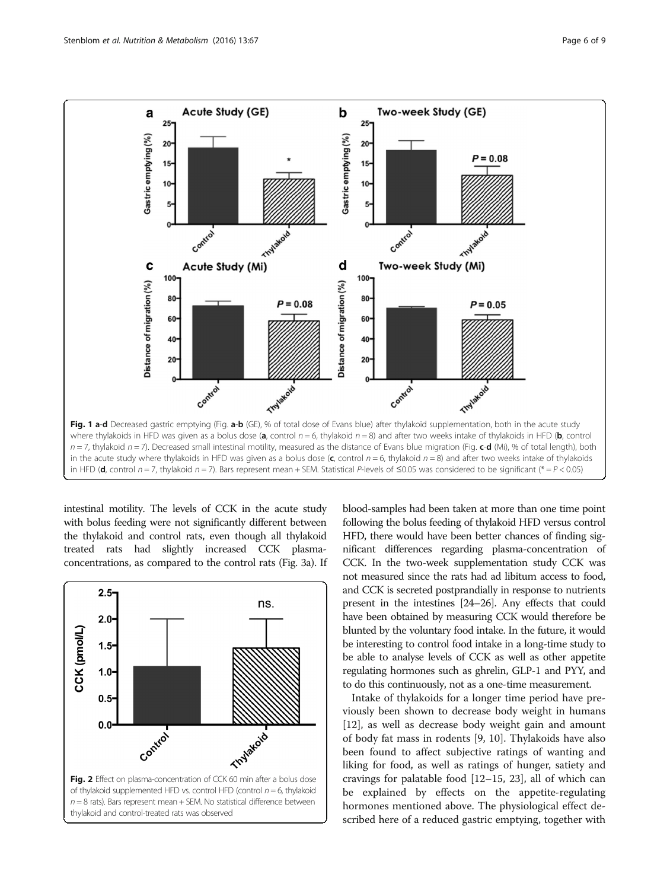**Fig. 1 a-d** Decreased gastric emptying (Fig. **a-b** (GE), % of total dose of Evans blue) after thylakoid supplementation, both in the acute study where thylakoids in HFD was given as a bolus dose (**a**, control $n = 6$, thylakoid $n = 8$) and after two weeks intake of thylakoids in HFD (**b**, control $n = 7$, thylakoid $n = 7$). Decreased small intestinal motility, measured as the distance of Evans blue migration (Fig. **c-d** (Mi), % of total length), both in the acute study where thylakoids in HFD was given as a bolus dose (**c**, control $n = 6$, thylakoid $n = 8$) and after two weeks intake of thylakoids in HFD (**d**, control $n = 7$, thylakoid $n = 7$). Bars represent mean + SEM. Statistical *P*-levels of ≤0.05 was considered to be significant (* = $P < 0.05$)

intestinal motility. The levels of CCK in the acute study with bolus feeding were not significantly different between the thylakoid and control rats, even though all thylakoid treated rats had slightly increased CCK plasma-concentrations, as compared to the control rats (Fig. 3a). If blood-samples had been taken at more than one time point following the bolus feeding of thylakoid HFD versus control HFD, there would have been better chances of finding significant differences regarding plasma-concentration of CCK. In the two-week supplementation study CCK was not measured since the rats had ad libitum access to food, and CCK is secreted postprandially in response to nutrients present in the intestines [24–26]. Any effects that could have been obtained by measuring CCK would therefore be blunted by the voluntary food intake. In the future, it would be interesting to control food intake in a long-time study to be able to analyse levels of CCK as well as other appetite regulating hormones such as ghrelin, GLP-1 and PYY, and to do this continuously, not as a one-time measurement.

**Fig. 2** Effect on plasma-concentration of CCK 60 min after a bolus dose of thylakoid supplemented HFD vs. control HFD (control $n = 6$, thylakoid $n = 8$ rats). Bars represent mean + SEM. No statistical difference between thylakoid and control-treated rats was observed

Intake of thylakoids for a longer time period have previously been shown to decrease body weight in humans [12], as well as decrease body weight gain and amount of body fat mass in rodents [9, 10]. Thylakoids have also been found to affect subjective ratings of wanting and liking for food, as well as ratings of hunger, satiety and cravings for palatable food [12–15, 23], all of which can be explained by effects on the appetite-regulating hormones mentioned above. The physiological effect described here of a reduced gastric emptying, together with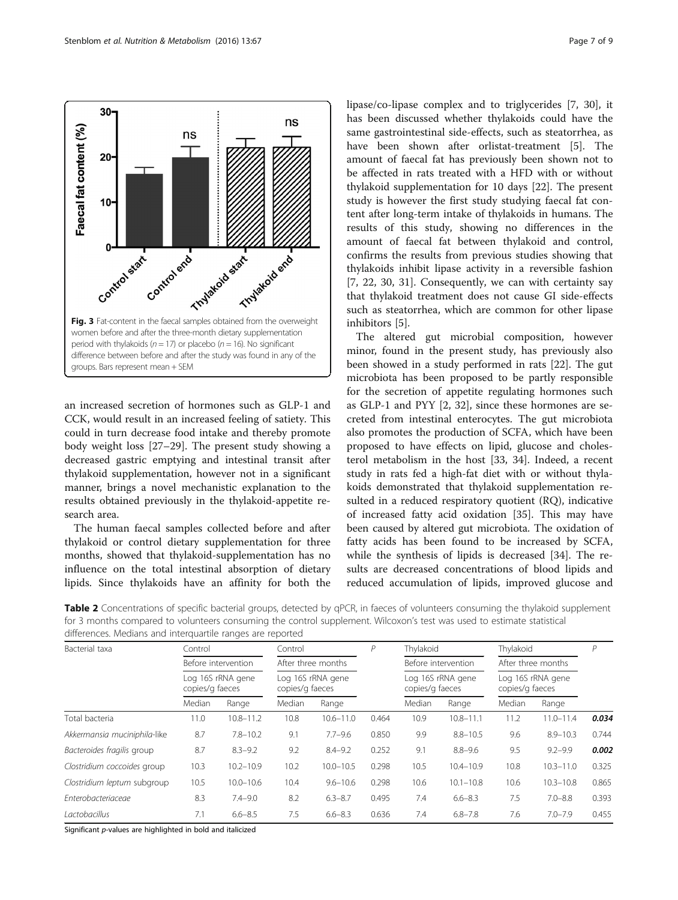**Fig. 3** Fat-content in the faecal samples obtained from the overweight women before and after the three-month dietary supplementation period with thylakoids ($n = 17$) or placebo ($n = 16$). No significant difference between before and after the study was found in any of the groups. Bars represent mean + SEM

an increased secretion of hormones such as GLP-1 and CCK, would result in an increased feeling of satiety. This could in turn decrease food intake and thereby promote body weight loss [27–29]. The present study showing a decreased gastric emptying and intestinal transit after thylakoid supplementation, however not in a significant manner, brings a novel mechanistic explanation to the results obtained previously in the thylakoid-appetite research area.

The human faecal samples collected before and after thylakoid or control dietary supplementation for three months, showed that thylakoid-supplementation has no influence on the total intestinal absorption of dietary lipids. Since thylakoids have an affinity for both the lipase/co-lipase complex and to triglycerides [7, 30], it has been discussed whether thylakoids could have the same gastrointestinal side-effects, such as steatorrhea, as have been shown after orlistat-treatment [5]. The amount of faecal fat has previously been shown not to be affected in rats treated with a HFD with or without thylakoid supplementation for 10 days [22]. The present study is however the first study studying faecal fat content after long-term intake of thylakoids in humans. The results of this study, showing no differences in the amount of faecal fat between thylakoid and control, confirms the results from previous studies showing that thylakoids inhibit lipase activity in a reversible fashion [7, 22, 30, 31]. Consequently, we can with certainty say that thylakoid treatment does not cause GI side-effects such as steatorrhea, which are common for other lipase inhibitors [5].

The altered gut microbial composition, however minor, found in the present study, has previously also been showed in a study performed in rats [22]. The gut microbiota has been proposed to be partly responsible for the secretion of appetite regulating hormones such as GLP-1 and PYY [2, 32], since these hormones are secreted from intestinal enterocytes. The gut microbiota also promotes the production of SCFA, which have been proposed to have effects on lipid, glucose and cholesterol metabolism in the host [33, 34]. Indeed, a recent study in rats fed a high-fat diet with or without thylakoids demonstrated that thylakoid supplementation resulted in a reduced respiratory quotient (RQ), indicative of increased fatty acid oxidation [35]. This may have been caused by altered gut microbiota. The oxidation of fatty acids has been found to be increased by SCFA, while the synthesis of lipids is decreased [34]. The results are decreased concentrations of blood lipids and reduced accumulation of lipids, improved glucose and

**Table 2** Concentrations of specific bacterial groups, detected by qPCR, in faeces of volunteers consuming the thylakoid supplement for 3 months compared to volunteers consuming the control supplement. Wilcoxon's test was used to estimate statistical differences. Medians and interquartile ranges are reported

| Bacterial taxa | Control | | Control | | *P* | Thylakoid | | Thylakoid | | *P* |
|---|---|---|---|---|---|---|---|---|---|---|
| | Before intervention | | After three months | | | Before intervention | | After three months | | |
| | Log 16S rRNA gene copies/g faeces | | Log 16S rRNA gene copies/g faeces | | | Log 16S rRNA gene copies/g faeces | | Log 16S rRNA gene copies/g faeces | | |
| | Median | Range | Median | Range | | Median | Range | Median | Range | |
| Total bacteria | 11.0 | 10.8–11.2 | 10.8 | 10.6–11.0 | 0.464 | 10.9 | 10.8–11.1 | 11.2 | 11.0–11.4 | ***0.034*** |
| *Akkermansia muciniphila*-like | 8.7 | 7.8–10.2 | 9.1 | 7.7–9.6 | 0.850 | 9.9 | 8.8–10.5 | 9.6 | 8.9–10.3 | 0.744 |
| *Bacteroides fragilis* group | 8.7 | 8.3–9.2 | 9.2 | 8.4–9.2 | 0.252 | 9.1 | 8.8–9.6 | 9.5 | 9.2–9.9 | ***0.002*** |
| *Clostridium coccoides* group | 10.3 | 10.2–10.9 | 10.2 | 10.0–10.5 | 0.298 | 10.5 | 10.4–10.9 | 10.8 | 10.3–11.0 | 0.325 |
| *Clostridium leptum* subgroup | 10.5 | 10.0–10.6 | 10.4 | 9.6–10.6 | 0.298 | 10.6 | 10.1–10.8 | 10.6 | 10.3–10.8 | 0.865 |
| *Enterobacteriaceae* | 8.3 | 7.4–9.0 | 8.2 | 6.3–8.7 | 0.495 | 7.4 | 6.6–8.3 | 7.5 | 7.0–8.8 | 0.393 |
| *Lactobacillus* | 7.1 | 6.6–8.5 | 7.5 | 6.6–8.3 | 0.636 | 7.4 | 6.8–7.8 | 7.6 | 7.0–7.9 | 0.455 |

Significant *p*-values are highlighted in bold and italicized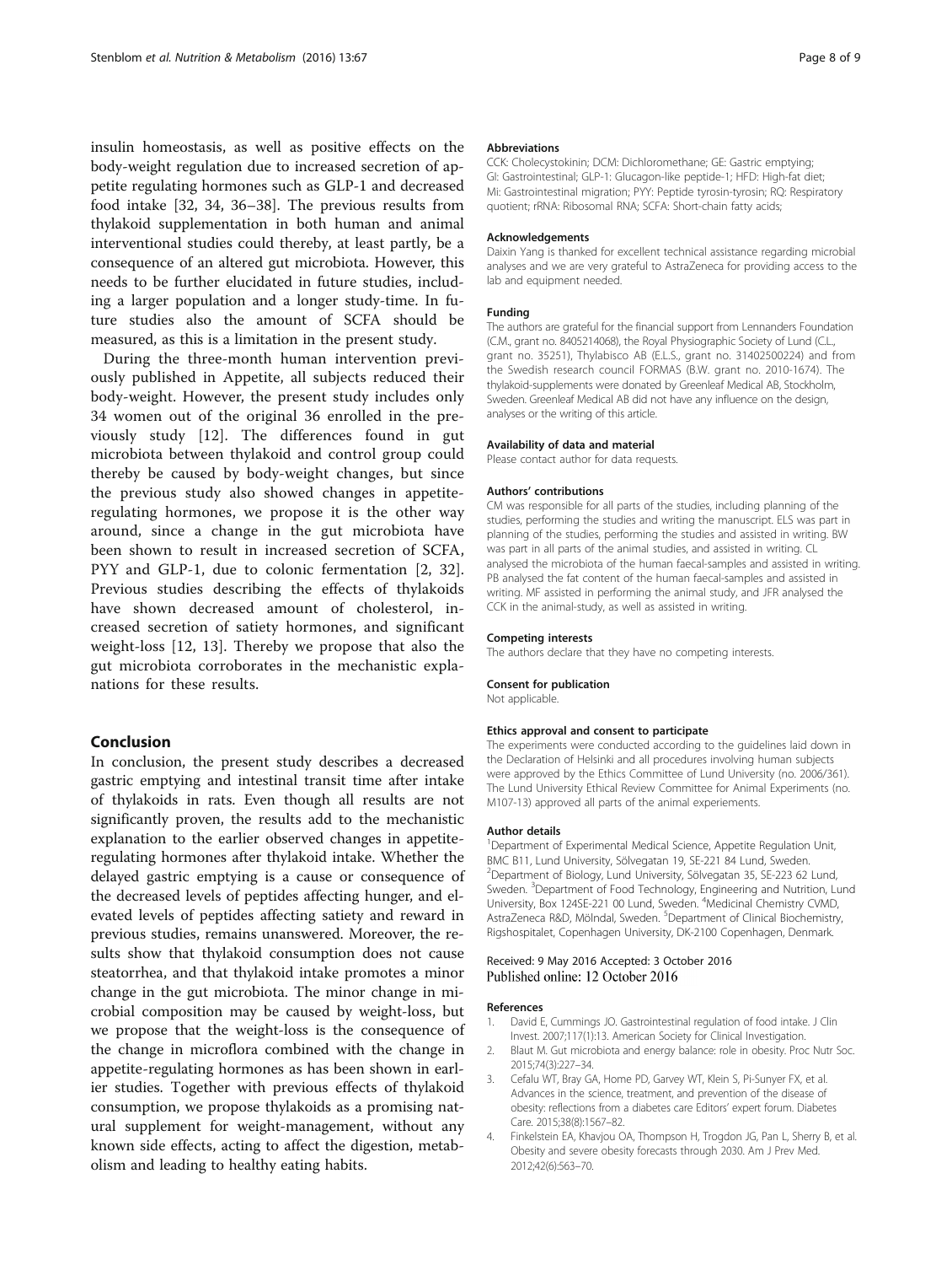insulin homeostasis, as well as positive effects on the body-weight regulation due to increased secretion of appetite regulating hormones such as GLP-1 and decreased food intake [32, 34, 36–38]. The previous results from thylakoid supplementation in both human and animal interventional studies could thereby, at least partly, be a consequence of an altered gut microbiota. However, this needs to be further elucidated in future studies, including a larger population and a longer study-time. In future studies also the amount of SCFA should be measured, as this is a limitation in the present study.

During the three-month human intervention previously published in Appetite, all subjects reduced their body-weight. However, the present study includes only 34 women out of the original 36 enrolled in the previously study [12]. The differences found in gut microbiota between thylakoid and control group could thereby be caused by body-weight changes, but since the previous study also showed changes in appetite-regulating hormones, we propose it is the other way around, since a change in the gut microbiota have been shown to result in increased secretion of SCFA, PYY and GLP-1, due to colonic fermentation [2, 32]. Previous studies describing the effects of thylakoids have shown decreased amount of cholesterol, increased secretion of satiety hormones, and significant weight-loss [12, 13]. Thereby we propose that also the gut microbiota corroborates in the mechanistic explanations for these results.

## Conclusion

In conclusion, the present study describes a decreased gastric emptying and intestinal transit time after intake of thylakoids in rats. Even though all results are not significantly proven, the results add to the mechanistic explanation to the earlier observed changes in appetite-regulating hormones after thylakoid intake. Whether the delayed gastric emptying is a cause or consequence of the decreased levels of peptides affecting hunger, and elevated levels of peptides affecting satiety and reward in previous studies, remains unanswered. Moreover, the results show that thylakoid consumption does not cause steatorrhea, and that thylakoid intake promotes a minor change in the gut microbiota. The minor change in microbial composition may be caused by weight-loss, but we propose that the weight-loss is the consequence of the change in microflora combined with the change in appetite-regulating hormones as has been shown in earlier studies. Together with previous effects of thylakoid consumption, we propose thylakoids as a promising natural supplement for weight-management, without any known side effects, acting to affect the digestion, metabolism and leading to healthy eating habits.

#### Abbreviations

CCK: Cholecystokinin; DCM: Dichloromethane; GE: Gastric emptying; GI: Gastrointestinal; GLP-1: Glucagon-like peptide-1; HFD: High-fat diet; Mi: Gastrointestinal migration; PYY: Peptide tyrosin-tyrosin; RQ: Respiratory quotient; rRNA: Ribosomal RNA; SCFA: Short-chain fatty acids;

#### Acknowledgements

Daixin Yang is thanked for excellent technical assistance regarding microbial analyses and we are very grateful to AstraZeneca for providing access to the lab and equipment needed.

#### Funding

The authors are grateful for the financial support from Lennanders Foundation (C.M., grant no. 8405214068), the Royal Physiographic Society of Lund (C.L., grant no. 35251), Thylabisco AB (E.L.S., grant no. 31402500224) and from the Swedish research council FORMAS (B.W. grant no. 2010-1674). The thylakoid-supplements were donated by Greenleaf Medical AB, Stockholm, Sweden. Greenleaf Medical AB did not have any influence on the design, analyses or the writing of this article.

#### Availability of data and material

Please contact author for data requests.

#### Authors' contributions

CM was responsible for all parts of the studies, including planning of the studies, performing the studies and writing the manuscript. ELS was part in planning of the studies, performing the studies and assisted in writing. BW was part in all parts of the animal studies, and assisted in writing. CL analysed the microbiota of the human faecal-samples and assisted in writing. PB analysed the fat content of the human faecal-samples and assisted in writing. MF assisted in performing the animal study, and JFR analysed the CCK in the animal-study, as well as assisted in writing.

#### Competing interests

The authors declare that they have no competing interests.

#### Consent for publication

Not applicable.

#### Ethics approval and consent to participate

The experiments were conducted according to the guidelines laid down in the Declaration of Helsinki and all procedures involving human subjects were approved by the Ethics Committee of Lund University (no. 2006/361). The Lund University Ethical Review Committee for Animal Experiments (no. M107-13) approved all parts of the animal experiements.

#### Author details

[1]Department of Experimental Medical Science, Appetite Regulation Unit, BMC B11, Lund University, Sölvegatan 19, SE-221 84 Lund, Sweden. [2]Department of Biology, Lund University, Sölvegatan 35, SE-223 62 Lund, Sweden. [3]Department of Food Technology, Engineering and Nutrition, Lund University, Box 124SE-221 00 Lund, Sweden. [4]Medicinal Chemistry CVMD, AstraZeneca R&D, Mölndal, Sweden. [5]Department of Clinical Biochemistry, Rigshospitalet, Copenhagen University, DK-2100 Copenhagen, Denmark.

Received: 9 May 2016 Accepted: 3 October 2016
Published online: 12 October 2016

#### References

1. David E, Cummings JO. Gastrointestinal regulation of food intake. J Clin Invest. 2007;117(1):13. American Society for Clinical Investigation.
2. Blaut M. Gut microbiota and energy balance: role in obesity. Proc Nutr Soc. 2015;74(3):227–34.
3. Cefalu WT, Bray GA, Home PD, Garvey WT, Klein S, Pi-Sunyer FX, et al. Advances in the science, treatment, and prevention of the disease of obesity: reflections from a diabetes care Editors' expert forum. Diabetes Care. 2015;38(8):1567–82.
4. Finkelstein EA, Khavjou OA, Thompson H, Trogdon JG, Pan L, Sherry B, et al. Obesity and severe obesity forecasts through 2030. Am J Prev Med. 2012;42(6):563–70.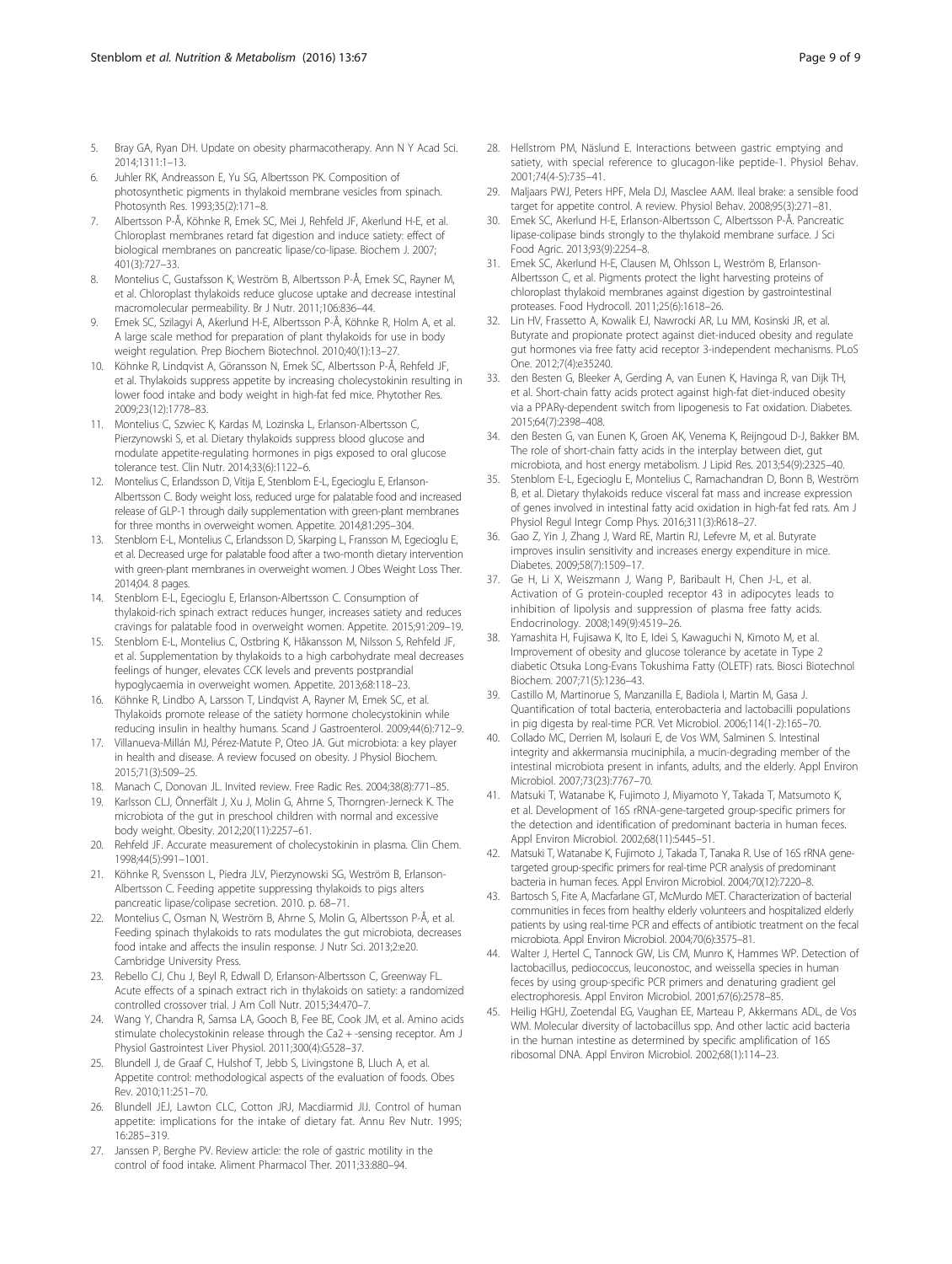5. Bray GA, Ryan DH. Update on obesity pharmacotherapy. Ann N Y Acad Sci. 2014;1311:1–13.
6. Juhler RK, Andreasson E, Yu SG, Albertsson PK. Composition of photosynthetic pigments in thylakoid membrane vesicles from spinach. Photosynth Res. 1993;35(2):171–8.
7. Albertsson P-Å, Köhnke R, Emek SC, Mei J, Rehfeld JF, Akerlund H-E, et al. Chloroplast membranes retard fat digestion and induce satiety: effect of biological membranes on pancreatic lipase/co-lipase. Biochem J. 2007; 401(3):727–33.
8. Montelius C, Gustafsson K, Weström B, Albertsson P-Å, Emek SC, Rayner M, et al. Chloroplast thylakoids reduce glucose uptake and decrease intestinal macromolecular permeability. Br J Nutr. 2011;106:836–44.
9. Emek SC, Szilagyi A, Akerlund H-E, Albertsson P-Å, Köhnke R, Holm A, et al. A large scale method for preparation of plant thylakoids for use in body weight regulation. Prep Biochem Biotechnol. 2010;40(1):13–27.
10. Köhnke R, Lindqvist A, Göransson N, Emek SC, Albertsson P-Å, Rehfeld JF, et al. Thylakoids suppress appetite by increasing cholecystokinin resulting in lower food intake and body weight in high-fat fed mice. Phytother Res. 2009;23(12):1778–83.
11. Montelius C, Szwiec K, Kardas M, Lozinska L, Erlanson-Albertsson C, Pierzynowski S, et al. Dietary thylakoids suppress blood glucose and modulate appetite-regulating hormones in pigs exposed to oral glucose tolerance test. Clin Nutr. 2014;33(6):1122–6.
12. Montelius C, Erlandsson D, Vitija E, Stenblom E-L, Egecioglu E, Erlanson-Albertsson C. Body weight loss, reduced urge for palatable food and increased release of GLP-1 through daily supplementation with green-plant membranes for three months in overweight women. Appetite. 2014;81:295–304.
13. Stenblom E-L, Montelius C, Erlandsson D, Skarping L, Fransson M, Egecioglu E, et al. Decreased urge for palatable food after a two-month dietary intervention with green-plant membranes in overweight women. J Obes Weight Loss Ther. 2014;04. 8 pages.
14. Stenblom E-L, Egecioglu E, Erlanson-Albertsson C. Consumption of thylakoid-rich spinach extract reduces hunger, increases satiety and reduces cravings for palatable food in overweight women. Appetite. 2015;91:209–19.
15. Stenblom E-L, Montelius C, Ostbring K, Håkansson M, Nilsson S, Rehfeld JF, et al. Supplementation by thylakoids to a high carbohydrate meal decreases feelings of hunger, elevates CCK levels and prevents postprandial hypoglycaemia in overweight women. Appetite. 2013;68:118–23.
16. Köhnke R, Lindbo A, Larsson T, Lindqvist A, Rayner M, Emek SC, et al. Thylakoids promote release of the satiety hormone cholecystokinin while reducing insulin in healthy humans. Scand J Gastroenterol. 2009;44(6):712–9.
17. Villanueva-Millán MJ, Pérez-Matute P, Oteo JA. Gut microbiota: a key player in health and disease. A review focused on obesity. J Physiol Biochem. 2015;71(3):509–25.
18. Manach C, Donovan JL. Invited review. Free Radic Res. 2004;38(8):771–85.
19. Karlsson CLJ, Önnerfält J, Xu J, Molin G, Ahrne S, Thorngren-Jerneck K. The microbiota of the gut in preschool children with normal and excessive body weight. Obesity. 2012;20(11):2257–61.
20. Rehfeld JF. Accurate measurement of cholecystokinin in plasma. Clin Chem. 1998;44(5):991–1001.
21. Köhnke R, Svensson L, Piedra JLV, Pierzynowski SG, Weström B, Erlanson-Albertsson C. Feeding appetite suppressing thylakoids to pigs alters pancreatic lipase/colipase secretion. 2010. p. 68–71.
22. Montelius C, Osman N, Weström B, Ahrne S, Molin G, Albertsson P-Å, et al. Feeding spinach thylakoids to rats modulates the gut microbiota, decreases food intake and affects the insulin response. J Nutr Sci. 2013;2:e20. Cambridge University Press.
23. Rebello CJ, Chu J, Beyl R, Edwall D, Erlanson-Albertsson C, Greenway FL. Acute effects of a spinach extract rich in thylakoids on satiety: a randomized controlled crossover trial. J Am Coll Nutr. 2015;34:470–7.
24. Wang Y, Chandra R, Samsa LA, Gooch B, Fee BE, Cook JM, et al. Amino acids stimulate cholecystokinin release through the Ca2 + -sensing receptor. Am J Physiol Gastrointest Liver Physiol. 2011;300(4):G528–37.
25. Blundell J, de Graaf C, Hulshof T, Jebb S, Livingstone B, Lluch A, et al. Appetite control: methodological aspects of the evaluation of foods. Obes Rev. 2010;11:251–70.
26. Blundell JEJ, Lawton CLC, Cotton JRJ, Macdiarmid JIJ. Control of human appetite: implications for the intake of dietary fat. Annu Rev Nutr. 1995; 16:285–319.
27. Janssen P, Berghe PV. Review article: the role of gastric motility in the control of food intake. Aliment Pharmacol Ther. 2011;33:880–94.
28. Hellstrom PM, Näslund E. Interactions between gastric emptying and satiety, with special reference to glucagon-like peptide-1. Physiol Behav. 2001;74(4-5):735–41.
29. Maljaars PWJ, Peters HPF, Mela DJ, Masclee AAM. Ileal brake: a sensible food target for appetite control. A review. Physiol Behav. 2008;95(3):271–81.
30. Emek SC, Akerlund H-E, Erlanson-Albertsson C, Albertsson P-Å. Pancreatic lipase-colipase binds strongly to the thylakoid membrane surface. J Sci Food Agric. 2013;93(9):2254–8.
31. Emek SC, Akerlund H-E, Clausen M, Ohlsson L, Weström B, Erlanson-Albertsson C, et al. Pigments protect the light harvesting proteins of chloroplast thylakoid membranes against digestion by gastrointestinal proteases. Food Hydrocoll. 2011;25(6):1618–26.
32. Lin HV, Frassetto A, Kowalik EJ, Nawrocki AR, Lu MM, Kosinski JR, et al. Butyrate and propionate protect against diet-induced obesity and regulate gut hormones via free fatty acid receptor 3-independent mechanisms. PLoS One. 2012;7(4):e35240.
33. den Besten G, Bleeker A, Gerding A, van Eunen K, Havinga R, van Dijk TH, et al. Short-chain fatty acids protect against high-fat diet-induced obesity via a PPARγ-dependent switch from lipogenesis to Fat oxidation. Diabetes. 2015;64(7):2398–408.
34. den Besten G, van Eunen K, Groen AK, Venema K, Reijngoud D-J, Bakker BM. The role of short-chain fatty acids in the interplay between diet, gut microbiota, and host energy metabolism. J Lipid Res. 2013;54(9):2325–40.
35. Stenblom E-L, Egecioglu E, Montelius C, Ramachandran D, Bonn B, Weström B, et al. Dietary thylakoids reduce visceral fat mass and increase expression of genes involved in intestinal fatty acid oxidation in high-fat fed rats. Am J Physiol Regul Integr Comp Phys. 2016;311(3):R618–27.
36. Gao Z, Yin J, Zhang J, Ward RE, Martin RJ, Lefevre M, et al. Butyrate improves insulin sensitivity and increases energy expenditure in mice. Diabetes. 2009;58(7):1509–17.
37. Ge H, Li X, Weiszmann J, Wang P, Baribault H, Chen J-L, et al. Activation of G protein-coupled receptor 43 in adipocytes leads to inhibition of lipolysis and suppression of plasma free fatty acids. Endocrinology. 2008;149(9):4519–26.
38. Yamashita H, Fujisawa K, Ito E, Idei S, Kawaguchi N, Kimoto M, et al. Improvement of obesity and glucose tolerance by acetate in Type 2 diabetic Otsuka Long-Evans Tokushima Fatty (OLETF) rats. Biosci Biotechnol Biochem. 2007;71(5):1236–43.
39. Castillo M, Martinorue S, Manzanilla E, Badiola I, Martin M, Gasa J. Quantification of total bacteria, enterobacteria and lactobacilli populations in pig digesta by real-time PCR. Vet Microbiol. 2006;114(1-2):165–70.
40. Collado MC, Derrien M, Isolauri E, de Vos WM, Salminen S. Intestinal integrity and akkermansia muciniphila, a mucin-degrading member of the intestinal microbiota present in infants, adults, and the elderly. Appl Environ Microbiol. 2007;73(23):7767–70.
41. Matsuki T, Watanabe K, Fujimoto J, Miyamoto Y, Takada T, Matsumoto K, et al. Development of 16S rRNA-gene-targeted group-specific primers for the detection and identification of predominant bacteria in human feces. Appl Environ Microbiol. 2002;68(11):5445–51.
42. Matsuki T, Watanabe K, Fujimoto J, Takada T, Tanaka R. Use of 16S rRNA gene-targeted group-specific primers for real-time PCR analysis of predominant bacteria in human feces. Appl Environ Microbiol. 2004;70(12):7220–8.
43. Bartosch S, Fite A, Macfarlane GT, McMurdo MET. Characterization of bacterial communities in feces from healthy elderly volunteers and hospitalized elderly patients by using real-time PCR and effects of antibiotic treatment on the fecal microbiota. Appl Environ Microbiol. 2004;70(6):3575–81.
44. Walter J, Hertel C, Tannock GW, Lis CM, Munro K, Hammes WP. Detection of lactobacillus, pediococcus, leuconostoc, and weissella species in human feces by using group-specific PCR primers and denaturing gradient gel electrophoresis. Appl Environ Microbiol. 2001;67(6):2578–85.
45. Heilig HGHJ, Zoetendal EG, Vaughan EE, Marteau P, Akkermans ADL, de Vos WM. Molecular diversity of lactobacillus spp. And other lactic acid bacteria in the human intestine as determined by specific amplification of 16S ribosomal DNA. Appl Environ Microbiol. 2002;68(1):114–23.